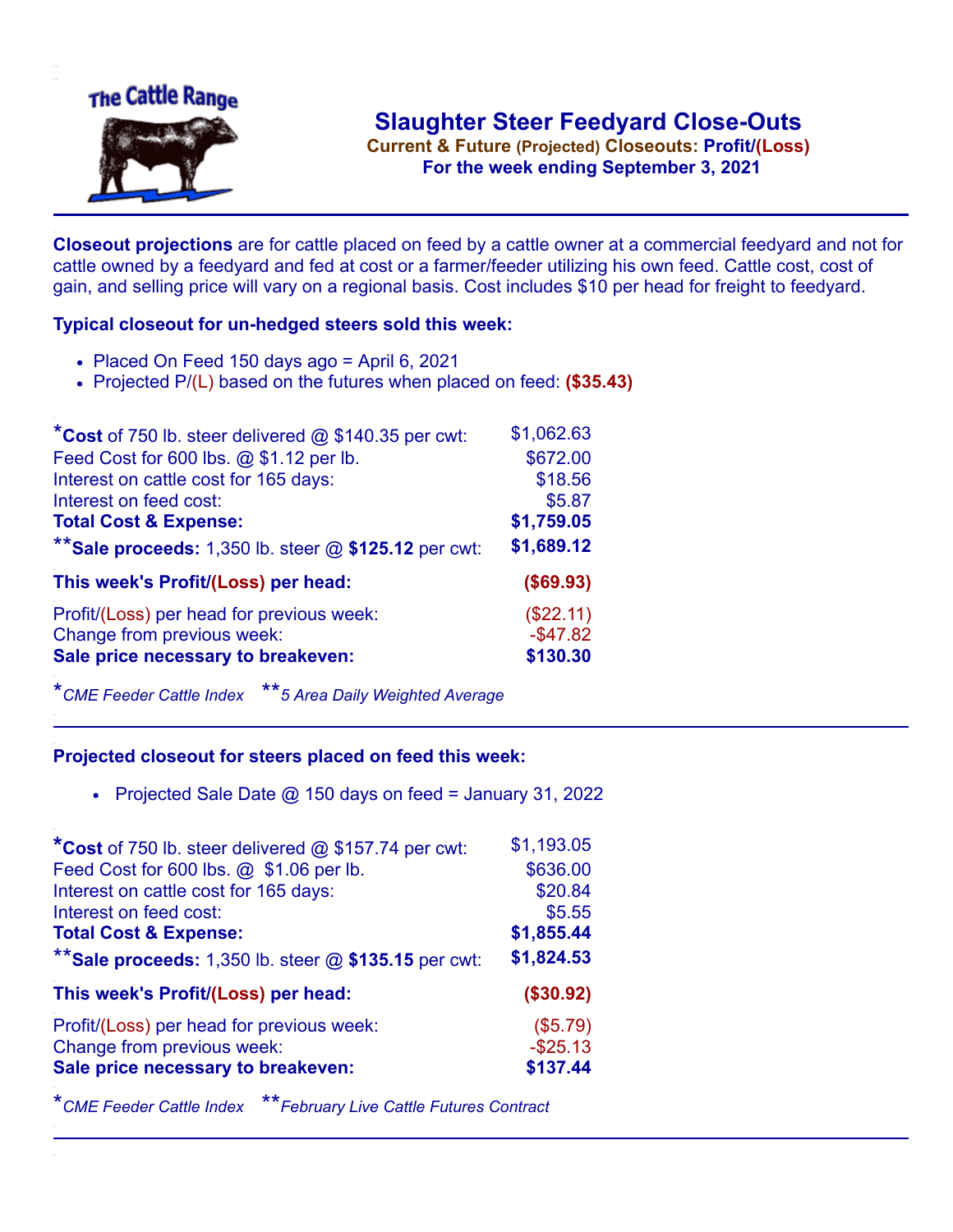# Slaughter Steer Feedyard Close-Outs

**Current & Future (Projected) Closeouts: Profit/(Loss)**
**For the week ending September 3, 2021**

**Closeout projections** are for cattle placed on feed by a cattle owner at a commercial feedyard and not for cattle owned by a feedyard and fed at cost or a farmer/feeder utilizing his own feed. Cattle cost, cost of gain, and selling price will vary on a regional basis. Cost includes $10 per head for freight to feedyard.

### Typical closeout for un-hedged steers sold this week:

- Placed On Feed 150 days ago = April 6, 2021
- Projected P/(L) based on the futures when placed on feed: **($35.43)**

| | |
|---|---|
| ***Cost** of 750 lb. steer delivered @ $140.35 per cwt: | $1,062.63 |
| Feed Cost for 600 lbs. @ $1.12 per lb. | $672.00 |
| Interest on cattle cost for 165 days: | $18.56 |
| Interest on feed cost: | $5.87 |
| **Total Cost & Expense:** | **$1,759.05** |
| ****Sale proceeds:** 1,350 lb. steer @ **$125.12** per cwt: | **$1,689.12** |
| **This week's Profit/(Loss) per head:** | **($69.93)** |
| Profit/(Loss) per head for previous week: | ($22.11) |
| Change from previous week: | -$47.82 |
| **Sale price necessary to breakeven:** | **$130.30** |

**CME Feeder Cattle Index* ***5 Area Daily Weighted Average*

### Projected closeout for steers placed on feed this week:

- Projected Sale Date @ 150 days on feed = January 31, 2022

| | |
|---|---|
| ***Cost** of 750 lb. steer delivered @ $157.74 per cwt: | $1,193.05 |
| Feed Cost for 600 lbs. @ $1.06 per lb. | $636.00 |
| Interest on cattle cost for 165 days: | $20.84 |
| Interest on feed cost: | $5.55 |
| **Total Cost & Expense:** | **$1,855.44** |
| ****Sale proceeds:** 1,350 lb. steer @ **$135.15** per cwt: | **$1,824.53** |
| **This week's Profit/(Loss) per head:** | **($30.92)** |
| Profit/(Loss) per head for previous week: | ($5.79) |
| Change from previous week: | -$25.13 |
| **Sale price necessary to breakeven:** | **$137.44** |

**CME Feeder Cattle Index* ***February Live Cattle Futures Contract*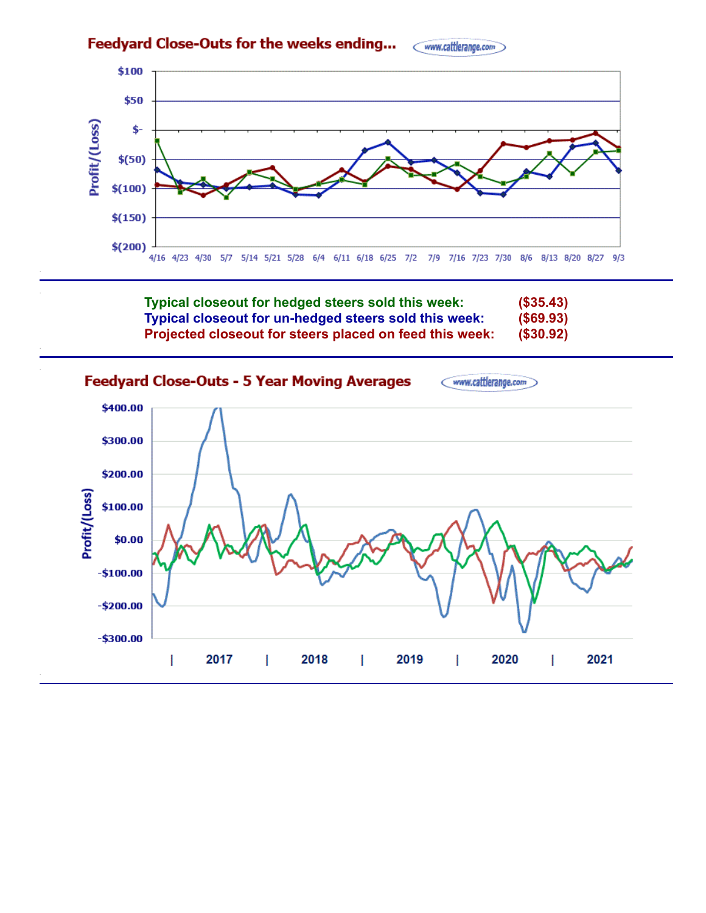## Feedyard Close-Outs for the weeks ending...

www.cattlerange.com

Profit/(Loss)

$100
$50
$-
$(50)
$(100)
$(150)
$(200)

4/16 4/23 4/30 5/7 5/14 5/21 5/28 6/4 6/11 6/18 6/25 7/2 7/9 7/16 7/23 7/30 8/6 8/13 8/20 8/27 9/3

**Typical closeout for hedged steers sold this week: ($35.43)**
**Typical closeout for un-hedged steers sold this week: ($69.93)**
**Projected closeout for steers placed on feed this week: ($30.92)**

## Feedyard Close-Outs - 5 Year Moving Averages

www.cattlerange.com

Profit/(Loss)

$400.00
$300.00
$200.00
$100.00
$0.00
-$100.00
-$200.00
-$300.00

2017 2018 2019 2020 2021